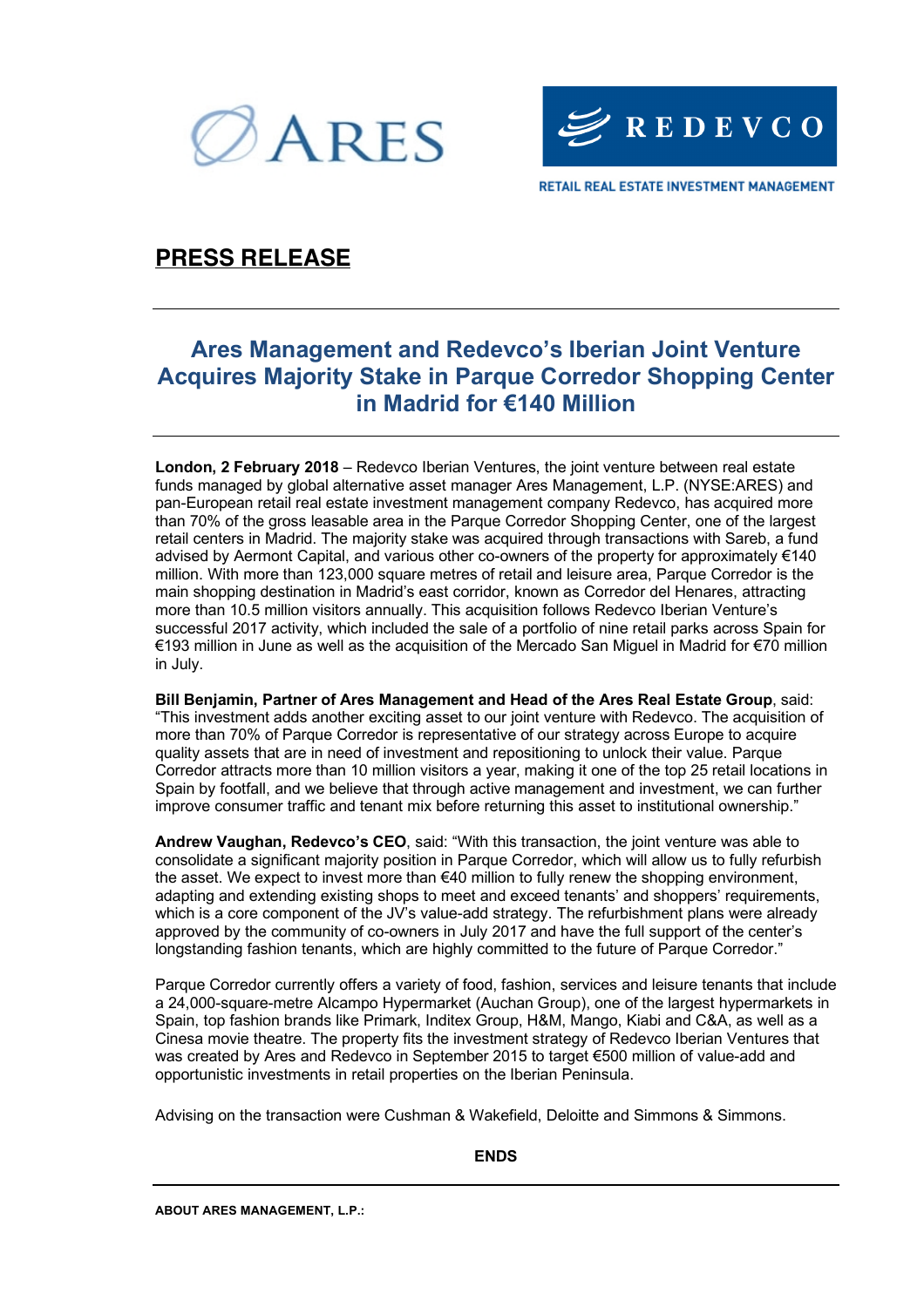ARES

REDEVCO

RETAIL REAL ESTATE INVESTMENT MANAGEMENT

# PRESS RELEASE

## Ares Management and Redevco's Iberian Joint Venture Acquires Majority Stake in Parque Corredor Shopping Center in Madrid for €140 Million

**London, 2 February 2018** – Redevco Iberian Ventures, the joint venture between real estate funds managed by global alternative asset manager Ares Management, L.P. (NYSE:ARES) and pan-European retail real estate investment management company Redevco, has acquired more than 70% of the gross leasable area in the Parque Corredor Shopping Center, one of the largest retail centers in Madrid. The majority stake was acquired through transactions with Sareb, a fund advised by Aermont Capital, and various other co-owners of the property for approximately €140 million. With more than 123,000 square metres of retail and leisure area, Parque Corredor is the main shopping destination in Madrid's east corridor, known as Corredor del Henares, attracting more than 10.5 million visitors annually. This acquisition follows Redevco Iberian Venture's successful 2017 activity, which included the sale of a portfolio of nine retail parks across Spain for €193 million in June as well as the acquisition of the Mercado San Miguel in Madrid for €70 million in July.

**Bill Benjamin, Partner of Ares Management and Head of the Ares Real Estate Group**, said: "This investment adds another exciting asset to our joint venture with Redevco. The acquisition of more than 70% of Parque Corredor is representative of our strategy across Europe to acquire quality assets that are in need of investment and repositioning to unlock their value. Parque Corredor attracts more than 10 million visitors a year, making it one of the top 25 retail locations in Spain by footfall, and we believe that through active management and investment, we can further improve consumer traffic and tenant mix before returning this asset to institutional ownership."

**Andrew Vaughan, Redevco's CEO**, said: "With this transaction, the joint venture was able to consolidate a significant majority position in Parque Corredor, which will allow us to fully refurbish the asset. We expect to invest more than €40 million to fully renew the shopping environment, adapting and extending existing shops to meet and exceed tenants' and shoppers' requirements, which is a core component of the JV's value-add strategy. The refurbishment plans were already approved by the community of co-owners in July 2017 and have the full support of the center's longstanding fashion tenants, which are highly committed to the future of Parque Corredor."

Parque Corredor currently offers a variety of food, fashion, services and leisure tenants that include a 24,000-square-metre Alcampo Hypermarket (Auchan Group), one of the largest hypermarkets in Spain, top fashion brands like Primark, Inditex Group, H&M, Mango, Kiabi and C&A, as well as a Cinesa movie theatre. The property fits the investment strategy of Redevco Iberian Ventures that was created by Ares and Redevco in September 2015 to target €500 million of value-add and opportunistic investments in retail properties on the Iberian Peninsula.

Advising on the transaction were Cushman & Wakefield, Deloitte and Simmons & Simmons.

**ENDS**

**ABOUT ARES MANAGEMENT, L.P.:**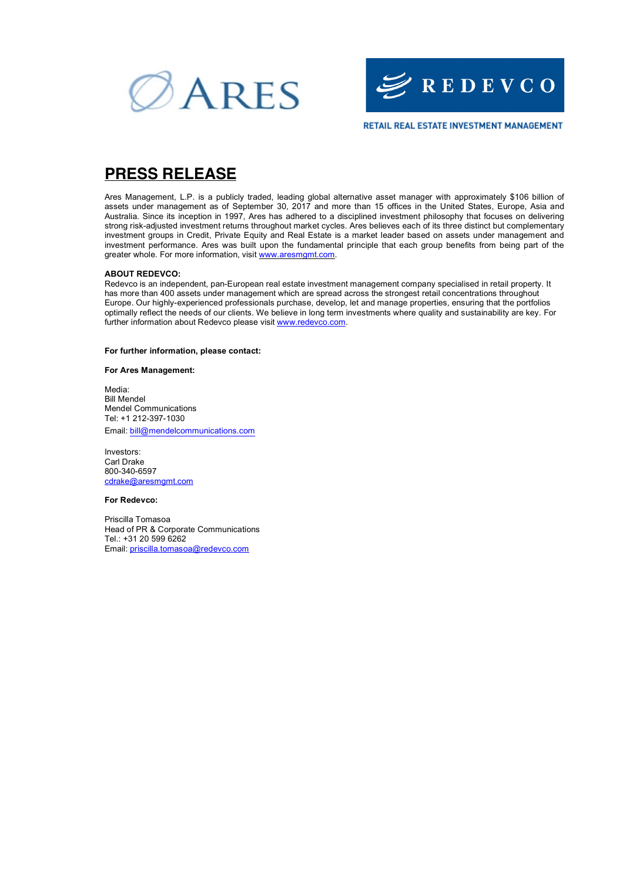ARES

REDEVCO

RETAIL REAL ESTATE INVESTMENT MANAGEMENT

# PRESS RELEASE

Ares Management, L.P. is a publicly traded, leading global alternative asset manager with approximately $106 billion of assets under management as of September 30, 2017 and more than 15 offices in the United States, Europe, Asia and Australia. Since its inception in 1997, Ares has adhered to a disciplined investment philosophy that focuses on delivering strong risk-adjusted investment returns throughout market cycles. Ares believes each of its three distinct but complementary investment groups in Credit, Private Equity and Real Estate is a market leader based on assets under management and investment performance. Ares was built upon the fundamental principle that each group benefits from being part of the greater whole. For more information, visit www.aresmgmt.com.

**ABOUT REDEVCO:**
Redevco is an independent, pan-European real estate investment management company specialised in retail property. It has more than 400 assets under management which are spread across the strongest retail concentrations throughout Europe. Our highly-experienced professionals purchase, develop, let and manage properties, ensuring that the portfolios optimally reflect the needs of our clients. We believe in long term investments where quality and sustainability are key. For further information about Redevco please visit www.redevco.com.

**For further information, please contact:**

**For Ares Management:**

Media:
Bill Mendel
Mendel Communications
Tel: +1 212-397-1030
Email: bill@mendelcommunications.com

Investors:
Carl Drake
800-340-6597
cdrake@aresmgmt.com

**For Redevco:**

Priscilla Tomasoa
Head of PR & Corporate Communications
Tel.: +31 20 599 6262
Email: priscilla.tomasoa@redevco.com